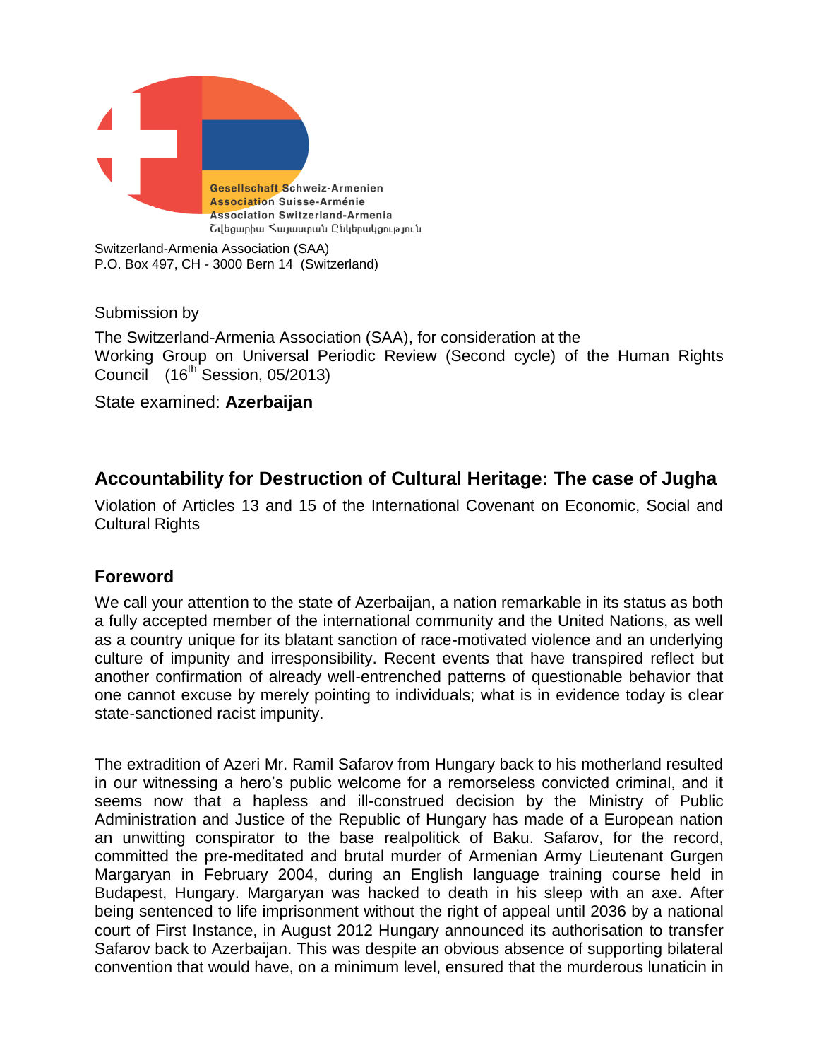Gesellschaft Schweiz-Armenien
Association Suisse-Arménie
Association Switzerland-Armenia
Շվեցարիա Հայաստան Ընկերակցություն

Switzerland-Armenia Association (SAA)
P.O. Box 497, CH - 3000 Bern 14 (Switzerland)

Submission by

The Switzerland-Armenia Association (SAA), for consideration at the Working Group on Universal Periodic Review (Second cycle) of the Human Rights Council (16th Session, 05/2013)

State examined: **Azerbaijan**

## Accountability for Destruction of Cultural Heritage: The case of Jugha

Violation of Articles 13 and 15 of the International Covenant on Economic, Social and Cultural Rights

### Foreword

We call your attention to the state of Azerbaijan, a nation remarkable in its status as both a fully accepted member of the international community and the United Nations, as well as a country unique for its blatant sanction of race-motivated violence and an underlying culture of impunity and irresponsibility. Recent events that have transpired reflect but another confirmation of already well-entrenched patterns of questionable behavior that one cannot excuse by merely pointing to individuals; what is in evidence today is clear state-sanctioned racist impunity.

The extradition of Azeri Mr. Ramil Safarov from Hungary back to his motherland resulted in our witnessing a hero's public welcome for a remorseless convicted criminal, and it seems now that a hapless and ill-construed decision by the Ministry of Public Administration and Justice of the Republic of Hungary has made of a European nation an unwitting conspirator to the base realpolitick of Baku. Safarov, for the record, committed the pre-meditated and brutal murder of Armenian Army Lieutenant Gurgen Margaryan in February 2004, during an English language training course held in Budapest, Hungary. Margaryan was hacked to death in his sleep with an axe. After being sentenced to life imprisonment without the right of appeal until 2036 by a national court of First Instance, in August 2012 Hungary announced its authorisation to transfer Safarov back to Azerbaijan. This was despite an obvious absence of supporting bilateral convention that would have, on a minimum level, ensured that the murderous lunaticin in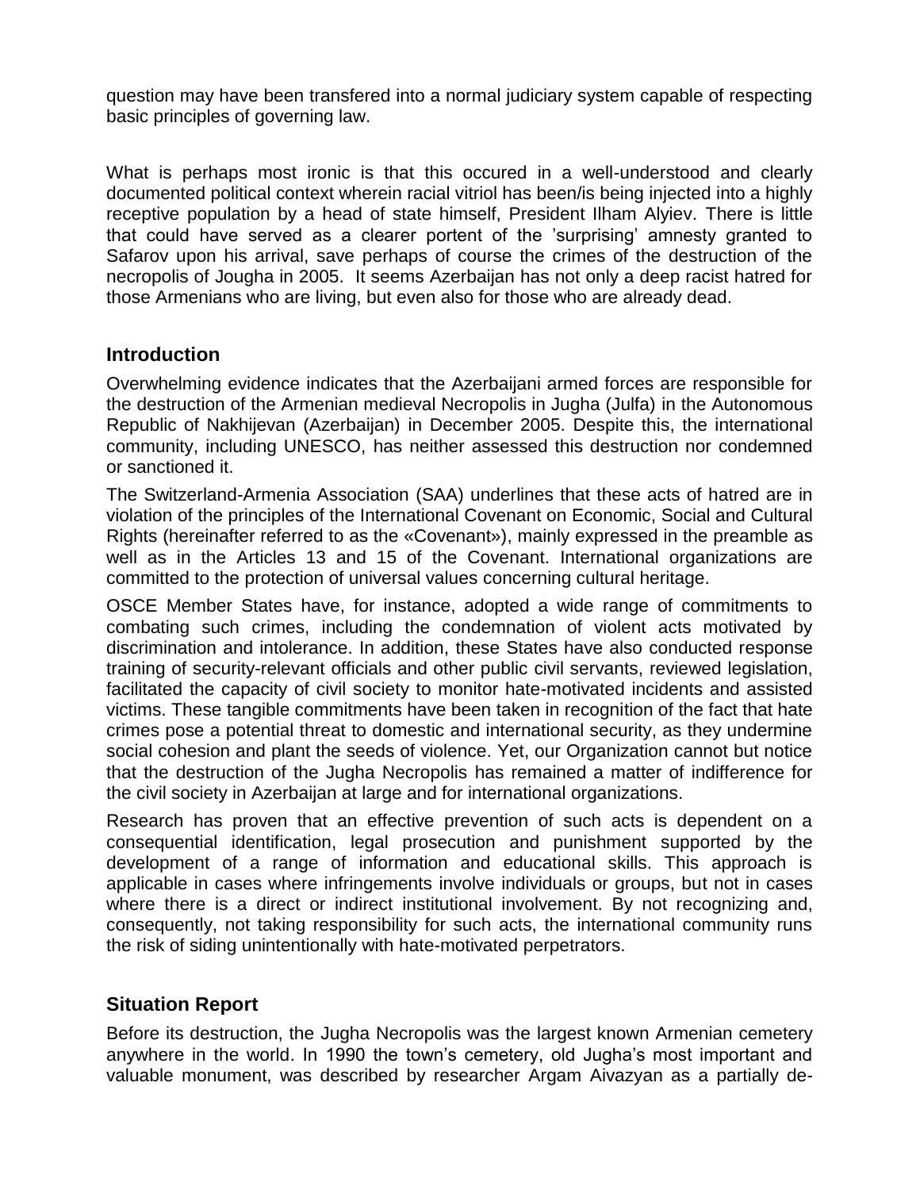question may have been transfered into a normal judiciary system capable of respecting basic principles of governing law.

What is perhaps most ironic is that this occured in a well-understood and clearly documented political context wherein racial vitriol has been/is being injected into a highly receptive population by a head of state himself, President Ilham Alyiev. There is little that could have served as a clearer portent of the 'surprising' amnesty granted to Safarov upon his arrival, save perhaps of course the crimes of the destruction of the necropolis of Jougha in 2005. It seems Azerbaijan has not only a deep racist hatred for those Armenians who are living, but even also for those who are already dead.

## Introduction

Overwhelming evidence indicates that the Azerbaijani armed forces are responsible for the destruction of the Armenian medieval Necropolis in Jugha (Julfa) in the Autonomous Republic of Nakhijevan (Azerbaijan) in December 2005. Despite this, the international community, including UNESCO, has neither assessed this destruction nor condemned or sanctioned it.

The Switzerland-Armenia Association (SAA) underlines that these acts of hatred are in violation of the principles of the International Covenant on Economic, Social and Cultural Rights (hereinafter referred to as the «Covenant»), mainly expressed in the preamble as well as in the Articles 13 and 15 of the Covenant. International organizations are committed to the protection of universal values concerning cultural heritage.

OSCE Member States have, for instance, adopted a wide range of commitments to combating such crimes, including the condemnation of violent acts motivated by discrimination and intolerance. In addition, these States have also conducted response training of security-relevant officials and other public civil servants, reviewed legislation, facilitated the capacity of civil society to monitor hate-motivated incidents and assisted victims. These tangible commitments have been taken in recognition of the fact that hate crimes pose a potential threat to domestic and international security, as they undermine social cohesion and plant the seeds of violence. Yet, our Organization cannot but notice that the destruction of the Jugha Necropolis has remained a matter of indifference for the civil society in Azerbaijan at large and for international organizations.

Research has proven that an effective prevention of such acts is dependent on a consequential identification, legal prosecution and punishment supported by the development of a range of information and educational skills. This approach is applicable in cases where infringements involve individuals or groups, but not in cases where there is a direct or indirect institutional involvement. By not recognizing and, consequently, not taking responsibility for such acts, the international community runs the risk of siding unintentionally with hate-motivated perpetrators.

## Situation Report

Before its destruction, the Jugha Necropolis was the largest known Armenian cemetery anywhere in the world. In 1990 the town's cemetery, old Jugha's most important and valuable monument, was described by researcher Argam Aivazyan as a partially de-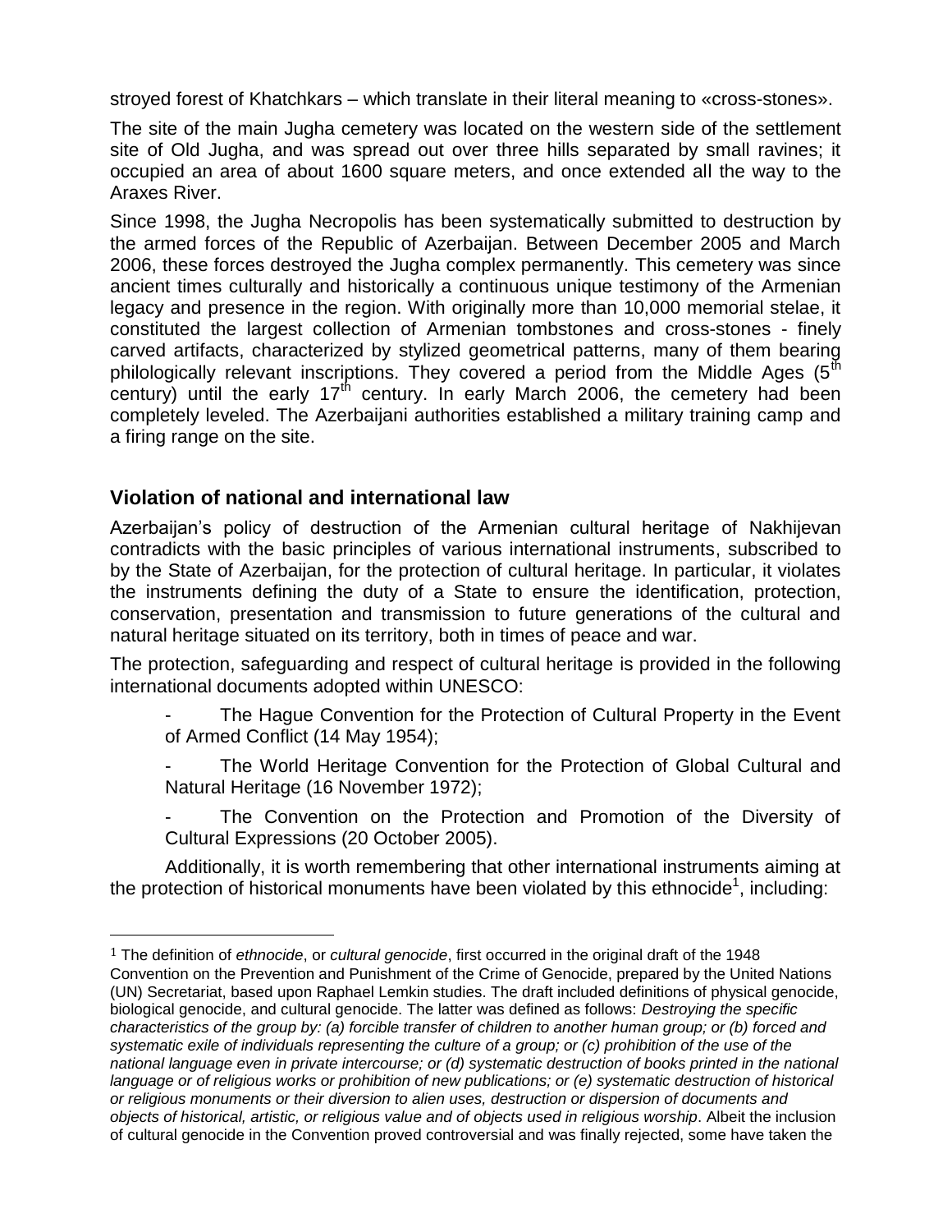stroyed forest of Khatchkars – which translate in their literal meaning to «cross-stones».

The site of the main Jugha cemetery was located on the western side of the settlement site of Old Jugha, and was spread out over three hills separated by small ravines; it occupied an area of about 1600 square meters, and once extended all the way to the Araxes River.

Since 1998, the Jugha Necropolis has been systematically submitted to destruction by the armed forces of the Republic of Azerbaijan. Between December 2005 and March 2006, these forces destroyed the Jugha complex permanently. This cemetery was since ancient times culturally and historically a continuous unique testimony of the Armenian legacy and presence in the region. With originally more than 10,000 memorial stelae, it constituted the largest collection of Armenian tombstones and cross-stones - finely carved artifacts, characterized by stylized geometrical patterns, many of them bearing philologically relevant inscriptions. They covered a period from the Middle Ages (5$^{th}$ century) until the early 17$^{th}$ century. In early March 2006, the cemetery had been completely leveled. The Azerbaijani authorities established a military training camp and a firing range on the site.

## Violation of national and international law

Azerbaijan's policy of destruction of the Armenian cultural heritage of Nakhijevan contradicts with the basic principles of various international instruments, subscribed to by the State of Azerbaijan, for the protection of cultural heritage. In particular, it violates the instruments defining the duty of a State to ensure the identification, protection, conservation, presentation and transmission to future generations of the cultural and natural heritage situated on its territory, both in times of peace and war.

The protection, safeguarding and respect of cultural heritage is provided in the following international documents adopted within UNESCO:

- The Hague Convention for the Protection of Cultural Property in the Event of Armed Conflict (14 May 1954);
- The World Heritage Convention for the Protection of Global Cultural and Natural Heritage (16 November 1972);
- The Convention on the Protection and Promotion of the Diversity of Cultural Expressions (20 October 2005).

Additionally, it is worth remembering that other international instruments aiming at the protection of historical monuments have been violated by this ethnocide[1], including:

---

[1] The definition of *ethnocide*, or *cultural genocide*, first occurred in the original draft of the 1948 Convention on the Prevention and Punishment of the Crime of Genocide, prepared by the United Nations (UN) Secretariat, based upon Raphael Lemkin studies. The draft included definitions of physical genocide, biological genocide, and cultural genocide. The latter was defined as follows: *Destroying the specific characteristics of the group by: (a) forcible transfer of children to another human group; or (b) forced and systematic exile of individuals representing the culture of a group; or (c) prohibition of the use of the national language even in private intercourse; or (d) systematic destruction of books printed in the national language or of religious works or prohibition of new publications; or (e) systematic destruction of historical or religious monuments or their diversion to alien uses, destruction or dispersion of documents and objects of historical, artistic, or religious value and of objects used in religious worship*. Albeit the inclusion of cultural genocide in the Convention proved controversial and was finally rejected, some have taken the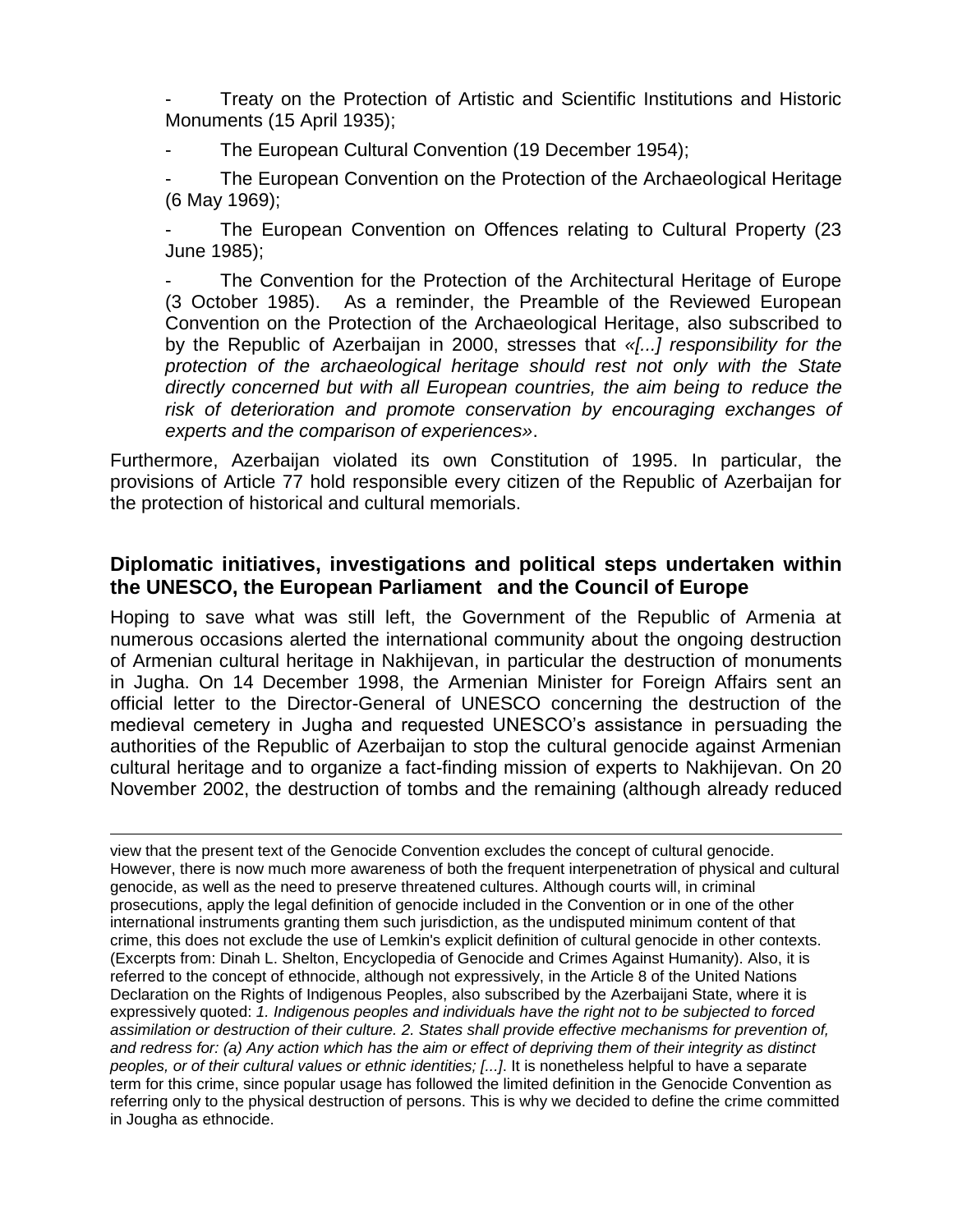- Treaty on the Protection of Artistic and Scientific Institutions and Historic Monuments (15 April 1935);
- The European Cultural Convention (19 December 1954);
- The European Convention on the Protection of the Archaeological Heritage (6 May 1969);
- The European Convention on Offences relating to Cultural Property (23 June 1985);
- The Convention for the Protection of the Architectural Heritage of Europe (3 October 1985). As a reminder, the Preamble of the Reviewed European Convention on the Protection of the Archaeological Heritage, also subscribed to by the Republic of Azerbaijan in 2000, stresses that «*[...] responsibility for the protection of the archaeological heritage should rest not only with the State directly concerned but with all European countries, the aim being to reduce the risk of deterioration and promote conservation by encouraging exchanges of experts and the comparison of experiences»*.

Furthermore, Azerbaijan violated its own Constitution of 1995. In particular, the provisions of Article 77 hold responsible every citizen of the Republic of Azerbaijan for the protection of historical and cultural memorials.

## Diplomatic initiatives, investigations and political steps undertaken within the UNESCO, the European Parliament and the Council of Europe

Hoping to save what was still left, the Government of the Republic of Armenia at numerous occasions alerted the international community about the ongoing destruction of Armenian cultural heritage in Nakhijevan, in particular the destruction of monuments in Jugha. On 14 December 1998, the Armenian Minister for Foreign Affairs sent an official letter to the Director-General of UNESCO concerning the destruction of the medieval cemetery in Jugha and requested UNESCO's assistance in persuading the authorities of the Republic of Azerbaijan to stop the cultural genocide against Armenian cultural heritage and to organize a fact-finding mission of experts to Nakhijevan. On 20 November 2002, the destruction of tombs and the remaining (although already reduced

---

view that the present text of the Genocide Convention excludes the concept of cultural genocide. However, there is now much more awareness of both the frequent interpenetration of physical and cultural genocide, as well as the need to preserve threatened cultures. Although courts will, in criminal prosecutions, apply the legal definition of genocide included in the Convention or in one of the other international instruments granting them such jurisdiction, as the undisputed minimum content of that crime, this does not exclude the use of Lemkin's explicit definition of cultural genocide in other contexts. (Excerpts from: Dinah L. Shelton, Encyclopedia of Genocide and Crimes Against Humanity). Also, it is referred to the concept of ethnocide, although not expressively, in the Article 8 of the United Nations Declaration on the Rights of Indigenous Peoples, also subscribed by the Azerbaijani State, where it is expressively quoted: *1. Indigenous peoples and individuals have the right not to be subjected to forced assimilation or destruction of their culture. 2. States shall provide effective mechanisms for prevention of, and redress for: (a) Any action which has the aim or effect of depriving them of their integrity as distinct peoples, or of their cultural values or ethnic identities; [...]*. It is nonetheless helpful to have a separate term for this crime, since popular usage has followed the limited definition in the Genocide Convention as referring only to the physical destruction of persons. This is why we decided to define the crime committed in Jougha as ethnocide.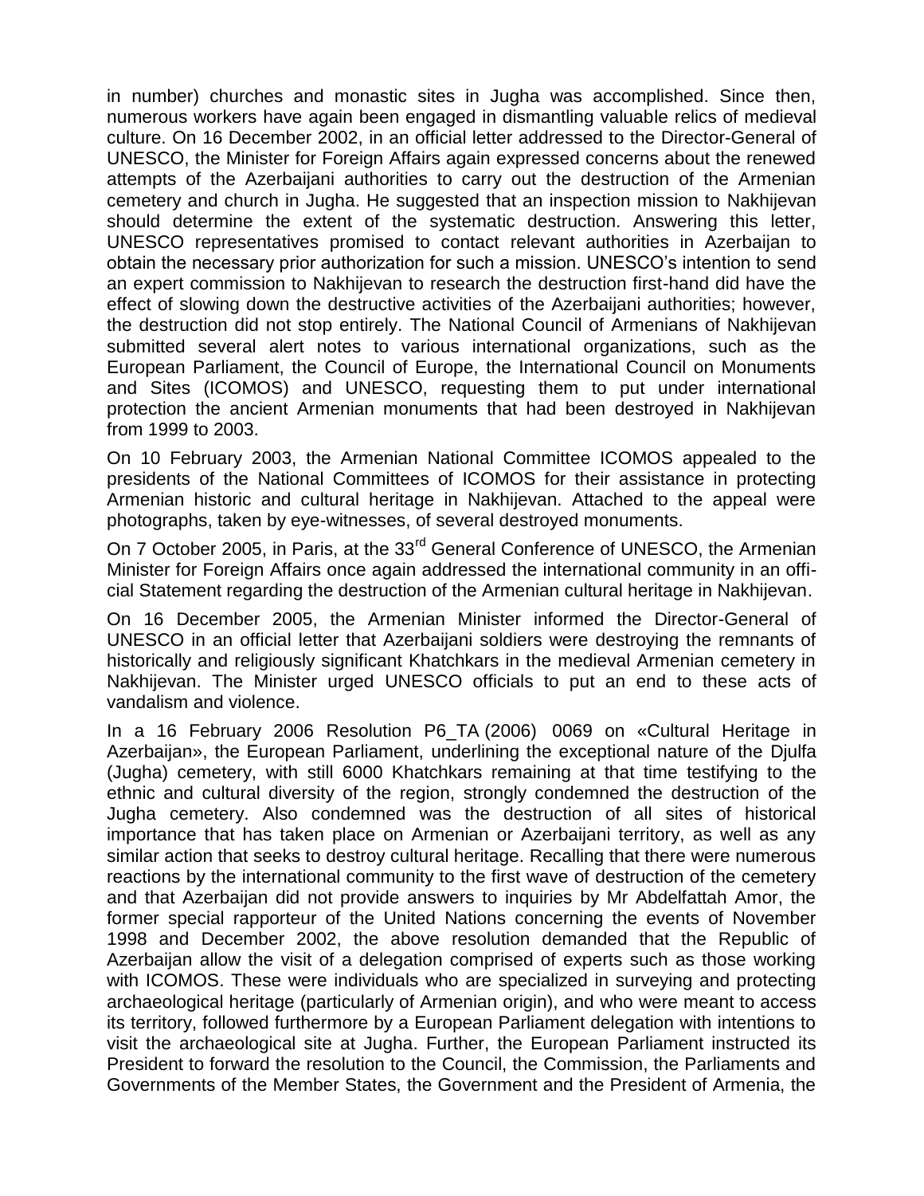in number) churches and monastic sites in Jugha was accomplished. Since then, numerous workers have again been engaged in dismantling valuable relics of medieval culture. On 16 December 2002, in an official letter addressed to the Director-General of UNESCO, the Minister for Foreign Affairs again expressed concerns about the renewed attempts of the Azerbaijani authorities to carry out the destruction of the Armenian cemetery and church in Jugha. He suggested that an inspection mission to Nakhijevan should determine the extent of the systematic destruction. Answering this letter, UNESCO representatives promised to contact relevant authorities in Azerbaijan to obtain the necessary prior authorization for such a mission. UNESCO's intention to send an expert commission to Nakhijevan to research the destruction first-hand did have the effect of slowing down the destructive activities of the Azerbaijani authorities; however, the destruction did not stop entirely. The National Council of Armenians of Nakhijevan submitted several alert notes to various international organizations, such as the European Parliament, the Council of Europe, the International Council on Monuments and Sites (ICOMOS) and UNESCO, requesting them to put under international protection the ancient Armenian monuments that had been destroyed in Nakhijevan from 1999 to 2003.

On 10 February 2003, the Armenian National Committee ICOMOS appealed to the presidents of the National Committees of ICOMOS for their assistance in protecting Armenian historic and cultural heritage in Nakhijevan. Attached to the appeal were photographs, taken by eye-witnesses, of several destroyed monuments.

On 7 October 2005, in Paris, at the 33rd General Conference of UNESCO, the Armenian Minister for Foreign Affairs once again addressed the international community in an official Statement regarding the destruction of the Armenian cultural heritage in Nakhijevan.

On 16 December 2005, the Armenian Minister informed the Director-General of UNESCO in an official letter that Azerbaijani soldiers were destroying the remnants of historically and religiously significant Khatchkars in the medieval Armenian cemetery in Nakhijevan. The Minister urged UNESCO officials to put an end to these acts of vandalism and violence.

In a 16 February 2006 Resolution P6_TA (2006) 0069 on «Cultural Heritage in Azerbaijan», the European Parliament, underlining the exceptional nature of the Djulfa (Jugha) cemetery, with still 6000 Khatchkars remaining at that time testifying to the ethnic and cultural diversity of the region, strongly condemned the destruction of the Jugha cemetery. Also condemned was the destruction of all sites of historical importance that has taken place on Armenian or Azerbaijani territory, as well as any similar action that seeks to destroy cultural heritage. Recalling that there were numerous reactions by the international community to the first wave of destruction of the cemetery and that Azerbaijan did not provide answers to inquiries by Mr Abdelfattah Amor, the former special rapporteur of the United Nations concerning the events of November 1998 and December 2002, the above resolution demanded that the Republic of Azerbaijan allow the visit of a delegation comprised of experts such as those working with ICOMOS. These were individuals who are specialized in surveying and protecting archaeological heritage (particularly of Armenian origin), and who were meant to access its territory, followed furthermore by a European Parliament delegation with intentions to visit the archaeological site at Jugha. Further, the European Parliament instructed its President to forward the resolution to the Council, the Commission, the Parliaments and Governments of the Member States, the Government and the President of Armenia, the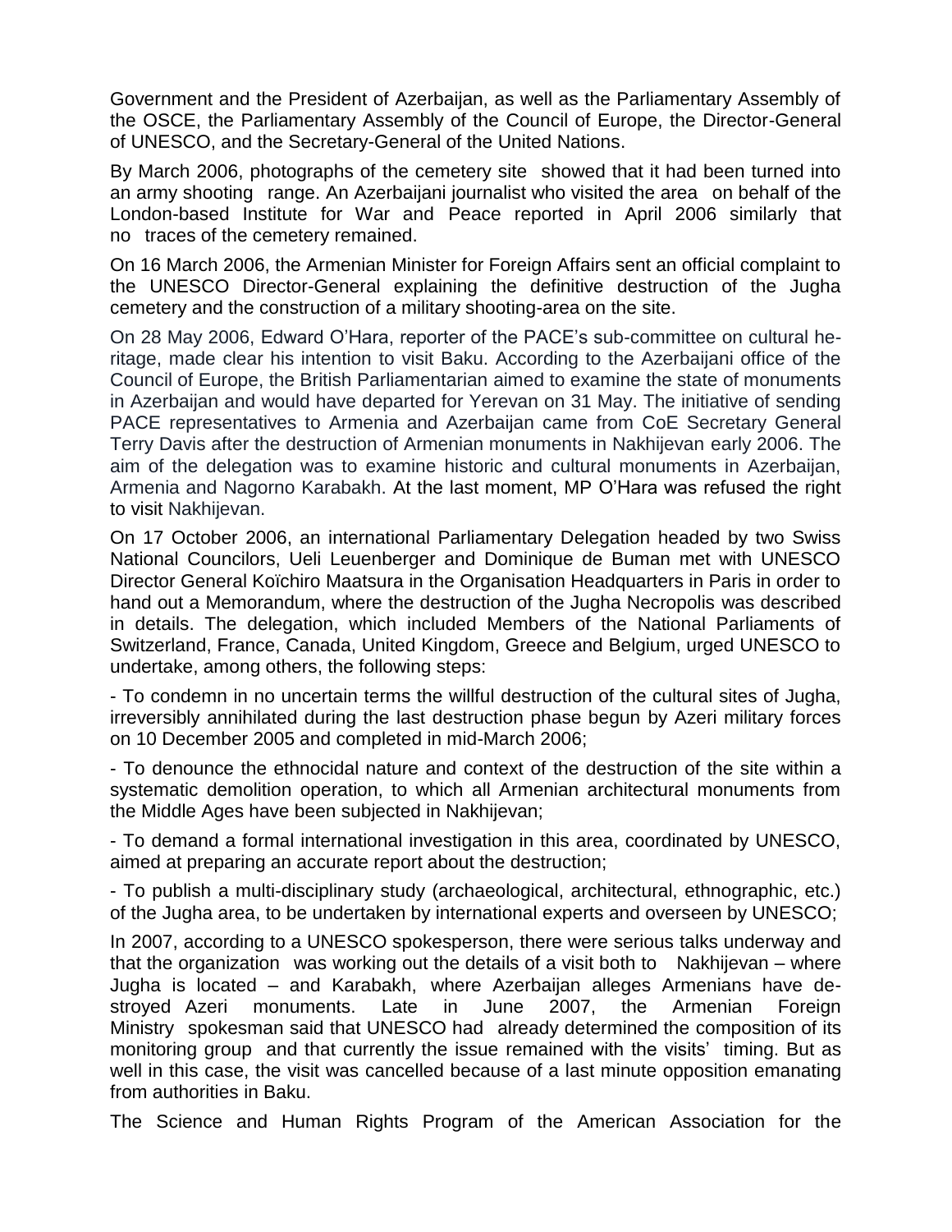Government and the President of Azerbaijan, as well as the Parliamentary Assembly of the OSCE, the Parliamentary Assembly of the Council of Europe, the Director-General of UNESCO, and the Secretary-General of the United Nations.

By March 2006, photographs of the cemetery site showed that it had been turned into an army shooting range. An Azerbaijani journalist who visited the area on behalf of the London-based Institute for War and Peace reported in April 2006 similarly that no traces of the cemetery remained.

On 16 March 2006, the Armenian Minister for Foreign Affairs sent an official complaint to the UNESCO Director-General explaining the definitive destruction of the Jugha cemetery and the construction of a military shooting-area on the site.

On 28 May 2006, Edward O'Hara, reporter of the PACE's sub-committee on cultural heritage, made clear his intention to visit Baku. According to the Azerbaijani office of the Council of Europe, the British Parliamentarian aimed to examine the state of monuments in Azerbaijan and would have departed for Yerevan on 31 May. The initiative of sending PACE representatives to Armenia and Azerbaijan came from CoE Secretary General Terry Davis after the destruction of Armenian monuments in Nakhijevan early 2006. The aim of the delegation was to examine historic and cultural monuments in Azerbaijan, Armenia and Nagorno Karabakh. At the last moment, MP O'Hara was refused the right to visit Nakhijevan.

On 17 October 2006, an international Parliamentary Delegation headed by two Swiss National Councilors, Ueli Leuenberger and Dominique de Buman met with UNESCO Director General Koïchiro Maatsura in the Organisation Headquarters in Paris in order to hand out a Memorandum, where the destruction of the Jugha Necropolis was described in details. The delegation, which included Members of the National Parliaments of Switzerland, France, Canada, United Kingdom, Greece and Belgium, urged UNESCO to undertake, among others, the following steps:

- To condemn in no uncertain terms the willful destruction of the cultural sites of Jugha, irreversibly annihilated during the last destruction phase begun by Azeri military forces on 10 December 2005 and completed in mid-March 2006;

- To denounce the ethnocidal nature and context of the destruction of the site within a systematic demolition operation, to which all Armenian architectural monuments from the Middle Ages have been subjected in Nakhijevan;

- To demand a formal international investigation in this area, coordinated by UNESCO, aimed at preparing an accurate report about the destruction;

- To publish a multi-disciplinary study (archaeological, architectural, ethnographic, etc.) of the Jugha area, to be undertaken by international experts and overseen by UNESCO;

In 2007, according to a UNESCO spokesperson, there were serious talks underway and that the organization was working out the details of a visit both to Nakhijevan – where Jugha is located – and Karabakh, where Azerbaijan alleges Armenians have destroyed Azeri monuments. Late in June 2007, the Armenian Foreign Ministry spokesman said that UNESCO had already determined the composition of its monitoring group and that currently the issue remained with the visits' timing. But as well in this case, the visit was cancelled because of a last minute opposition emanating from authorities in Baku.

The Science and Human Rights Program of the American Association for the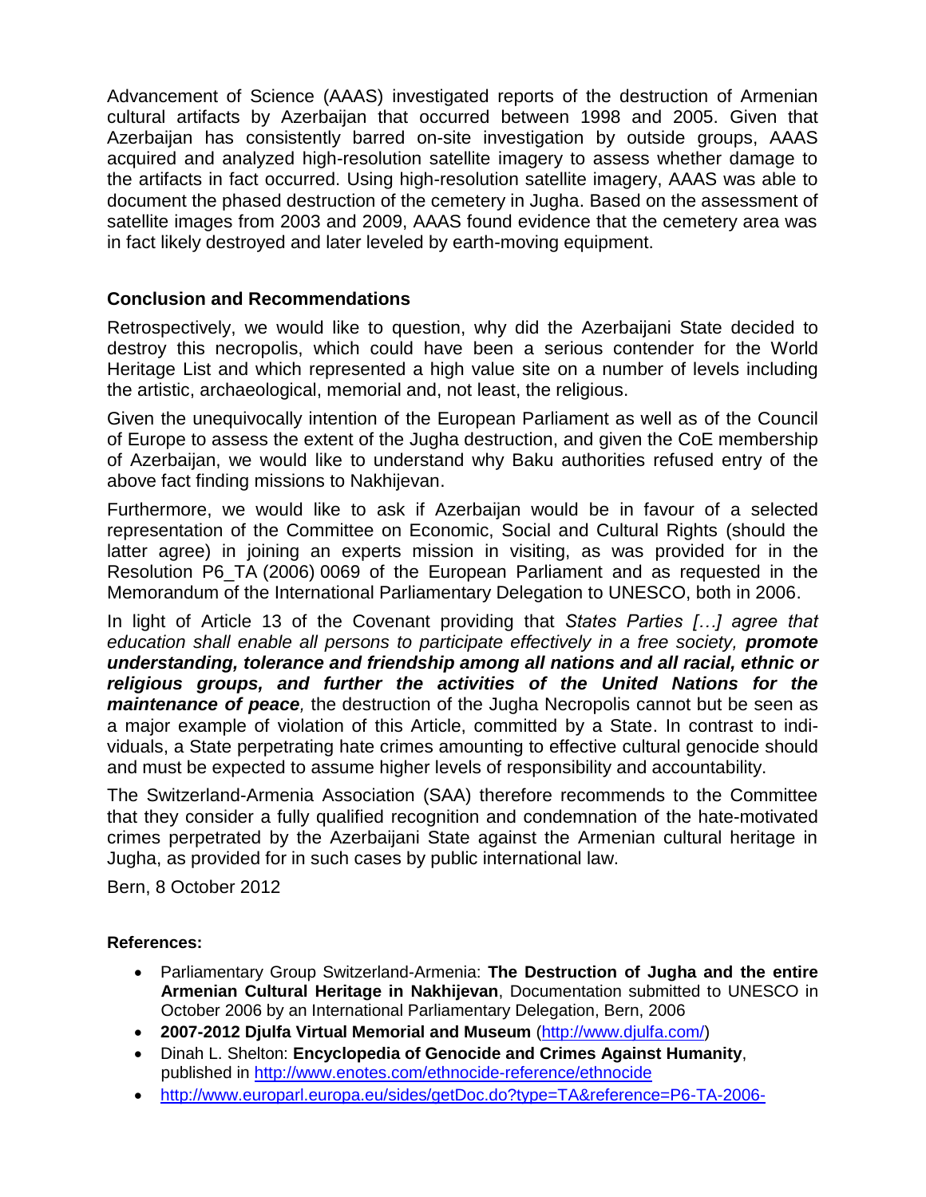Advancement of Science (AAAS) investigated reports of the destruction of Armenian cultural artifacts by Azerbaijan that occurred between 1998 and 2005. Given that Azerbaijan has consistently barred on-site investigation by outside groups, AAAS acquired and analyzed high-resolution satellite imagery to assess whether damage to the artifacts in fact occurred. Using high-resolution satellite imagery, AAAS was able to document the phased destruction of the cemetery in Jugha. Based on the assessment of satellite images from 2003 and 2009, AAAS found evidence that the cemetery area was in fact likely destroyed and later leveled by earth-moving equipment.

### Conclusion and Recommendations

Retrospectively, we would like to question, why did the Azerbaijani State decided to destroy this necropolis, which could have been a serious contender for the World Heritage List and which represented a high value site on a number of levels including the artistic, archaeological, memorial and, not least, the religious.

Given the unequivocally intention of the European Parliament as well as of the Council of Europe to assess the extent of the Jugha destruction, and given the CoE membership of Azerbaijan, we would like to understand why Baku authorities refused entry of the above fact finding missions to Nakhijevan.

Furthermore, we would like to ask if Azerbaijan would be in favour of a selected representation of the Committee on Economic, Social and Cultural Rights (should the latter agree) in joining an experts mission in visiting, as was provided for in the Resolution P6_TA (2006) 0069 of the European Parliament and as requested in the Memorandum of the International Parliamentary Delegation to UNESCO, both in 2006.

In light of Article 13 of the Covenant providing that *States Parties […] agree that education shall enable all persons to participate effectively in a free society,* ***promote understanding, tolerance and friendship among all nations and all racial, ethnic or religious groups, and further the activities of the United Nations for the maintenance of peace****,* the destruction of the Jugha Necropolis cannot but be seen as a major example of violation of this Article, committed by a State. In contrast to individuals, a State perpetrating hate crimes amounting to effective cultural genocide should and must be expected to assume higher levels of responsibility and accountability.

The Switzerland-Armenia Association (SAA) therefore recommends to the Committee that they consider a fully qualified recognition and condemnation of the hate-motivated crimes perpetrated by the Azerbaijani State against the Armenian cultural heritage in Jugha, as provided for in such cases by public international law.

Bern, 8 October 2012

**References:**

- Parliamentary Group Switzerland-Armenia: **The Destruction of Jugha and the entire Armenian Cultural Heritage in Nakhijevan**, Documentation submitted to UNESCO in October 2006 by an International Parliamentary Delegation, Bern, 2006
- **2007-2012 Djulfa Virtual Memorial and Museum** (http://www.djulfa.com/)
- Dinah L. Shelton: **Encyclopedia of Genocide and Crimes Against Humanity**, published in http://www.enotes.com/ethnocide-reference/ethnocide
- http://www.europarl.europa.eu/sides/getDoc.do?type=TA&reference=P6-TA-2006-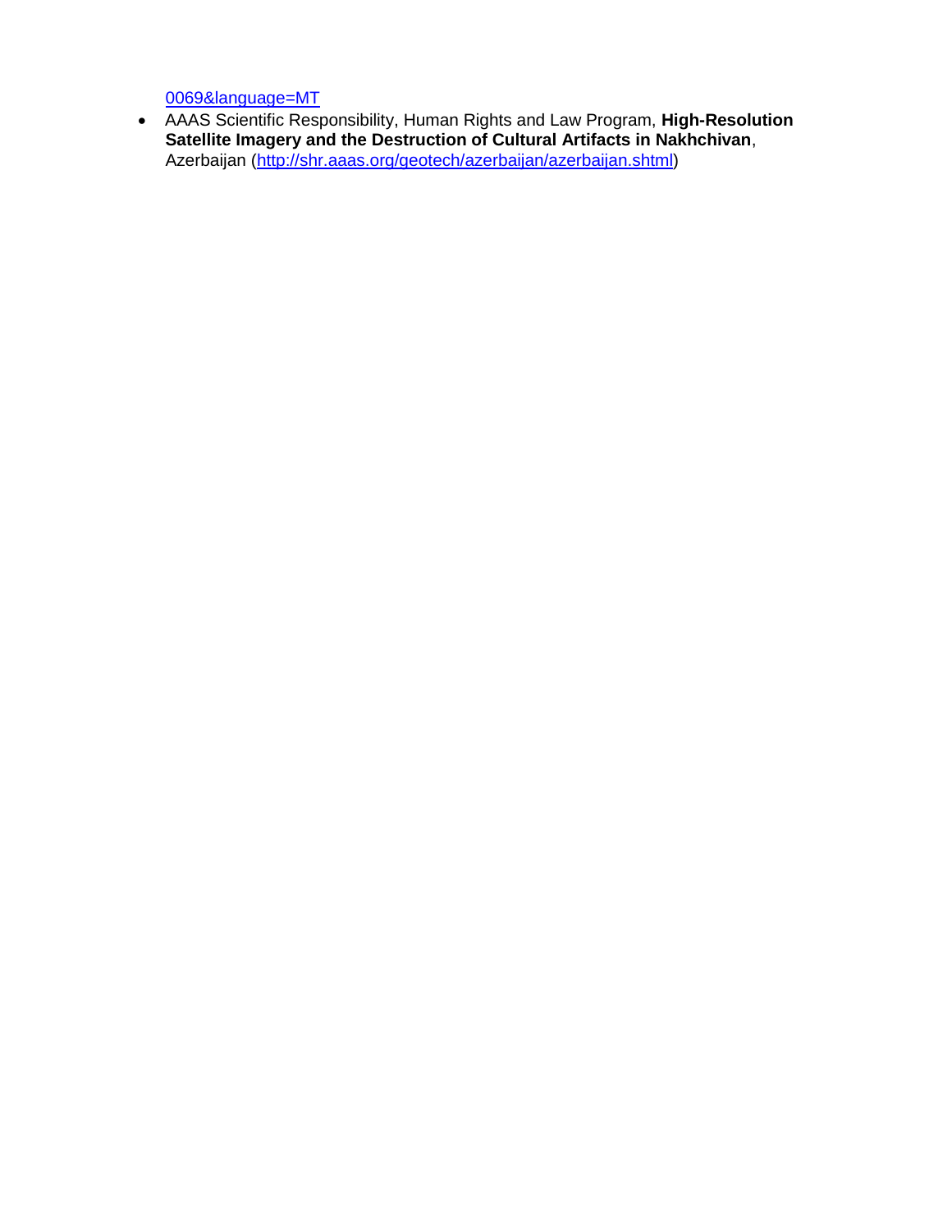0069&language=MT

- AAAS Scientific Responsibility, Human Rights and Law Program, **High-Resolution Satellite Imagery and the Destruction of Cultural Artifacts in Nakhchivan**, Azerbaijan (http://shr.aaas.org/geotech/azerbaijan/azerbaijan.shtml)